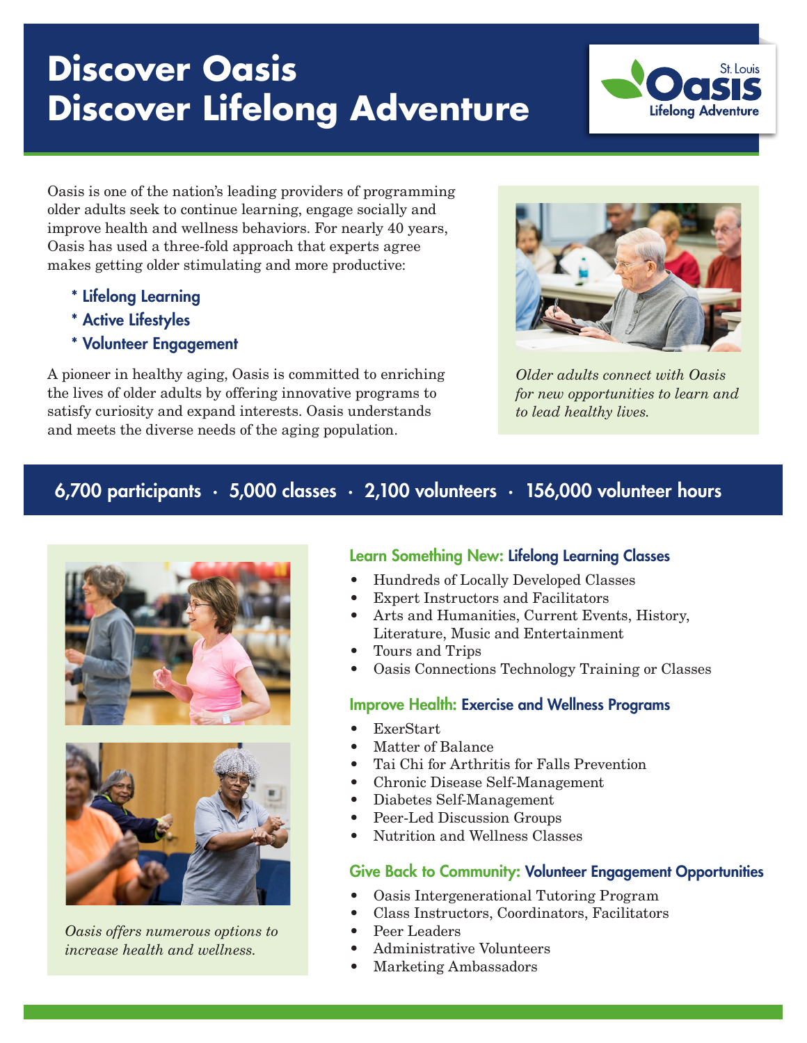# Discover Oasis
# Discover Lifelong Adventure

St. Louis Oasis Lifelong Adventure

Oasis is one of the nation's leading providers of programming older adults seek to continue learning, engage socially and improve health and wellness behaviors. For nearly 40 years, Oasis has used a three-fold approach that experts agree makes getting older stimulating and more productive:

- **Lifelong Learning**
- **Active Lifestyles**
- **Volunteer Engagement**

A pioneer in healthy aging, Oasis is committed to enriching the lives of older adults by offering innovative programs to satisfy curiosity and expand interests. Oasis understands and meets the diverse needs of the aging population.

*Older adults connect with Oasis for new opportunities to learn and to lead healthy lives.*

**6,700 participants · 5,000 classes · 2,100 volunteers · 156,000 volunteer hours**

*Oasis offers numerous options to increase health and wellness.*

### Learn Something New: Lifelong Learning Classes

- Hundreds of Locally Developed Classes
- Expert Instructors and Facilitators
- Arts and Humanities, Current Events, History, Literature, Music and Entertainment
- Tours and Trips
- Oasis Connections Technology Training or Classes

### Improve Health: Exercise and Wellness Programs

- ExerStart
- Matter of Balance
- Tai Chi for Arthritis for Falls Prevention
- Chronic Disease Self-Management
- Diabetes Self-Management
- Peer-Led Discussion Groups
- Nutrition and Wellness Classes

### Give Back to Community: Volunteer Engagement Opportunities

- Oasis Intergenerational Tutoring Program
- Class Instructors, Coordinators, Facilitators
- Peer Leaders
- Administrative Volunteers
- Marketing Ambassadors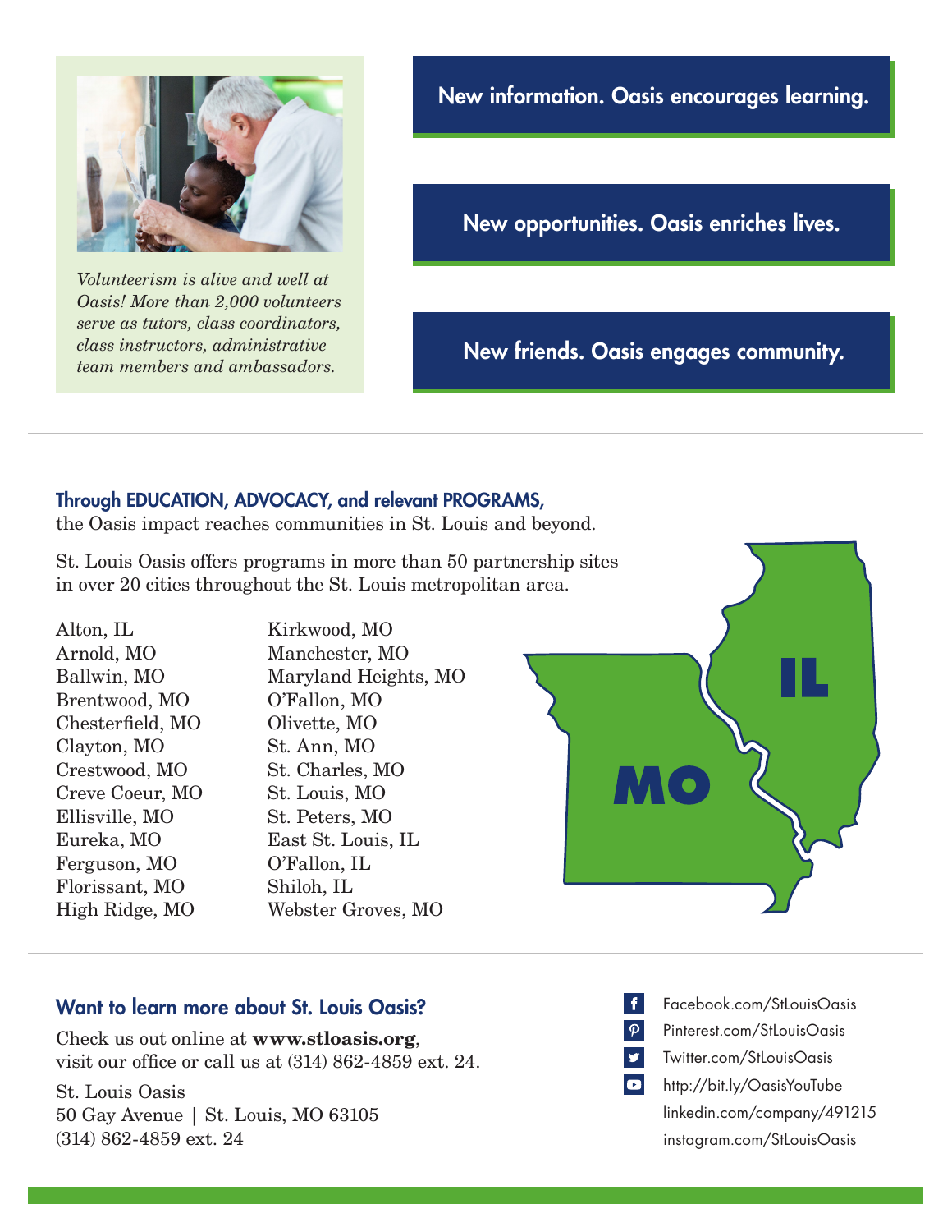*Volunteerism is alive and well at Oasis! More than 2,000 volunteers serve as tutors, class coordinators, class instructors, administrative team members and ambassadors.*

**New information. Oasis encourages learning.**

**New opportunities. Oasis enriches lives.**

**New friends. Oasis engages community.**

---

### Through EDUCATION, ADVOCACY, and relevant PROGRAMS,

the Oasis impact reaches communities in St. Louis and beyond.

St. Louis Oasis offers programs in more than 50 partnership sites in over 20 cities throughout the St. Louis metropolitan area.

- Alton, IL
- Arnold, MO
- Ballwin, MO
- Brentwood, MO
- Chesterfield, MO
- Clayton, MO
- Crestwood, MO
- Creve Coeur, MO
- Ellisville, MO
- Eureka, MO
- Ferguson, MO
- Florissant, MO
- High Ridge, MO
- Kirkwood, MO
- Manchester, MO
- Maryland Heights, MO
- O'Fallon, MO
- Olivette, MO
- St. Ann, MO
- St. Charles, MO
- St. Louis, MO
- St. Peters, MO
- East St. Louis, IL
- O'Fallon, IL
- Shiloh, IL
- Webster Groves, MO

IL

MO

---

### Want to learn more about St. Louis Oasis?

Check us out online at **www.stloasis.org**, visit our office or call us at (314) 862-4859 ext. 24.

St. Louis Oasis
50 Gay Avenue | St. Louis, MO 63105
(314) 862-4859 ext. 24

- Facebook.com/StLouisOasis
- Pinterest.com/StLouisOasis
- Twitter.com/StLouisOasis
- http://bit.ly/OasisYouTube
- linkedin.com/company/491215
- instagram.com/StLouisOasis